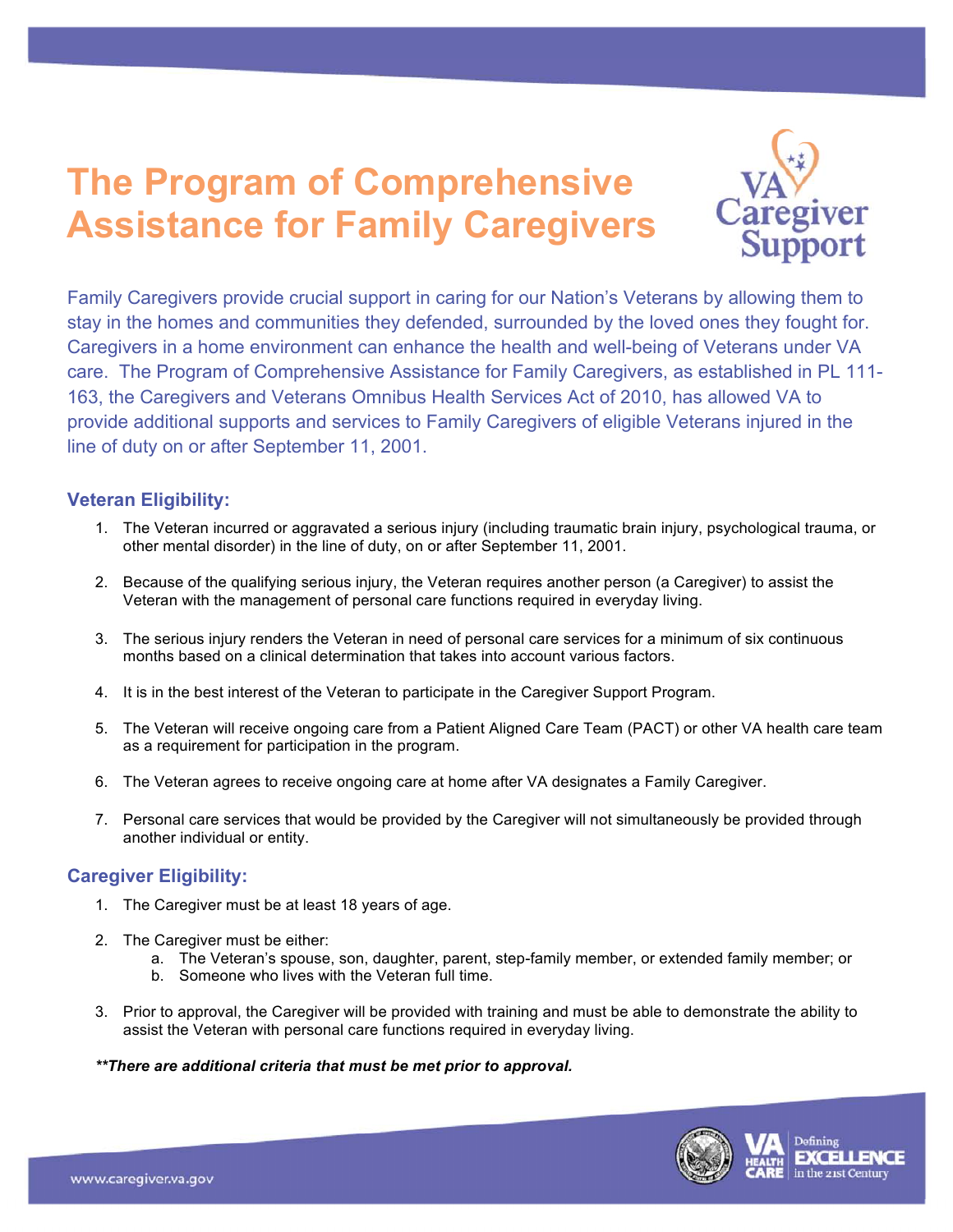# The Program of Comprehensive Assistance for Family Caregivers

Family Caregivers provide crucial support in caring for our Nation's Veterans by allowing them to stay in the homes and communities they defended, surrounded by the loved ones they fought for. Caregivers in a home environment can enhance the health and well-being of Veterans under VA care. The Program of Comprehensive Assistance for Family Caregivers, as established in PL 111-163, the Caregivers and Veterans Omnibus Health Services Act of 2010, has allowed VA to provide additional supports and services to Family Caregivers of eligible Veterans injured in the line of duty on or after September 11, 2001.

## Veteran Eligibility:

1. The Veteran incurred or aggravated a serious injury (including traumatic brain injury, psychological trauma, or other mental disorder) in the line of duty, on or after September 11, 2001.
2. Because of the qualifying serious injury, the Veteran requires another person (a Caregiver) to assist the Veteran with the management of personal care functions required in everyday living.
3. The serious injury renders the Veteran in need of personal care services for a minimum of six continuous months based on a clinical determination that takes into account various factors.
4. It is in the best interest of the Veteran to participate in the Caregiver Support Program.
5. The Veteran will receive ongoing care from a Patient Aligned Care Team (PACT) or other VA health care team as a requirement for participation in the program.
6. The Veteran agrees to receive ongoing care at home after VA designates a Family Caregiver.
7. Personal care services that would be provided by the Caregiver will not simultaneously be provided through another individual or entity.

## Caregiver Eligibility:

1. The Caregiver must be at least 18 years of age.
2. The Caregiver must be either:
   a. The Veteran's spouse, son, daughter, parent, step-family member, or extended family member; or
   b. Someone who lives with the Veteran full time.
3. Prior to approval, the Caregiver will be provided with training and must be able to demonstrate the ability to assist the Veteran with personal care functions required in everyday living.

***There are additional criteria that must be met prior to approval.***

www.caregiver.va.gov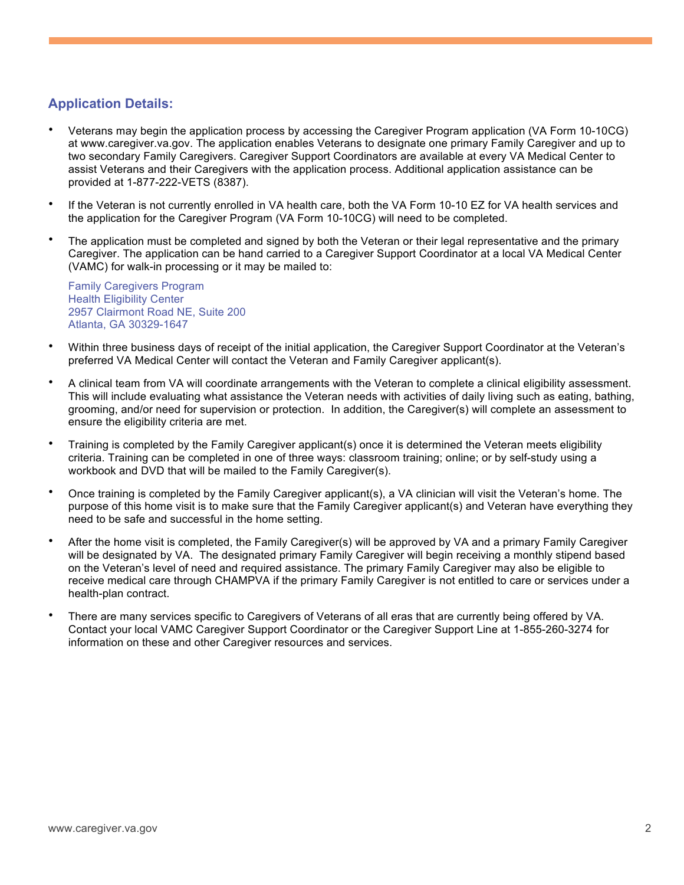## Application Details:

- Veterans may begin the application process by accessing the Caregiver Program application (VA Form 10-10CG) at www.caregiver.va.gov. The application enables Veterans to designate one primary Family Caregiver and up to two secondary Family Caregivers. Caregiver Support Coordinators are available at every VA Medical Center to assist Veterans and their Caregivers with the application process. Additional application assistance can be provided at 1-877-222-VETS (8387).
- If the Veteran is not currently enrolled in VA health care, both the VA Form 10-10 EZ for VA health services and the application for the Caregiver Program (VA Form 10-10CG) will need to be completed.
- The application must be completed and signed by both the Veteran or their legal representative and the primary Caregiver. The application can be hand carried to a Caregiver Support Coordinator at a local VA Medical Center (VAMC) for walk-in processing or it may be mailed to:

  Family Caregivers Program
  Health Eligibility Center
  2957 Clairmont Road NE, Suite 200
  Atlanta, GA 30329-1647

- Within three business days of receipt of the initial application, the Caregiver Support Coordinator at the Veteran's preferred VA Medical Center will contact the Veteran and Family Caregiver applicant(s).
- A clinical team from VA will coordinate arrangements with the Veteran to complete a clinical eligibility assessment. This will include evaluating what assistance the Veteran needs with activities of daily living such as eating, bathing, grooming, and/or need for supervision or protection. In addition, the Caregiver(s) will complete an assessment to ensure the eligibility criteria are met.
- Training is completed by the Family Caregiver applicant(s) once it is determined the Veteran meets eligibility criteria. Training can be completed in one of three ways: classroom training; online; or by self-study using a workbook and DVD that will be mailed to the Family Caregiver(s).
- Once training is completed by the Family Caregiver applicant(s), a VA clinician will visit the Veteran's home. The purpose of this home visit is to make sure that the Family Caregiver applicant(s) and Veteran have everything they need to be safe and successful in the home setting.
- After the home visit is completed, the Family Caregiver(s) will be approved by VA and a primary Family Caregiver will be designated by VA. The designated primary Family Caregiver will begin receiving a monthly stipend based on the Veteran's level of need and required assistance. The primary Family Caregiver may also be eligible to receive medical care through CHAMPVA if the primary Family Caregiver is not entitled to care or services under a health-plan contract.
- There are many services specific to Caregivers of Veterans of all eras that are currently being offered by VA. Contact your local VAMC Caregiver Support Coordinator or the Caregiver Support Line at 1-855-260-3274 for information on these and other Caregiver resources and services.